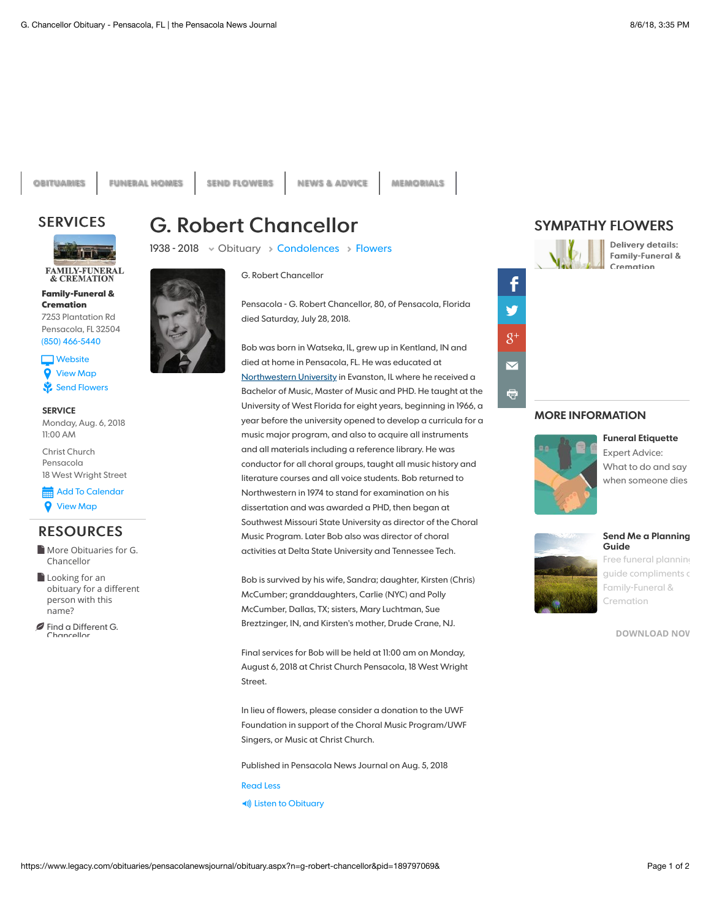OBITUARIES | FUNERAL HOMES | SEND FLOWERS | NEWS & ADVICE | MEMORIALS

## SERVICES

FAMILY-FUNERAL & CREMATION

**Family-Funeral & Cremation**
7253 Plantation Rd
Pensacola, FL 32504
(850) 466-5440

Website
View Map
Send Flowers

**SERVICE**
Monday, Aug. 6, 2018
11:00 AM

Christ Church
Pensacola
18 West Wright Street

Add To Calendar
View Map

## RESOURCES

More Obituaries for G. Chancellor

Looking for an obituary for a different person with this name?

Find a Different G. Chancellor

# G. Robert Chancellor

1938 - 2018 Obituary > Condolences > Flowers

G. Robert Chancellor

Pensacola - G. Robert Chancellor, 80, of Pensacola, Florida died Saturday, July 28, 2018.

Bob was born in Watseka, IL, grew up in Kentland, IN and died at home in Pensacola, FL. He was educated at Northwestern University in Evanston, IL where he received a Bachelor of Music, Master of Music and PHD. He taught at the University of West Florida for eight years, beginning in 1966, a year before the university opened to develop a curricula for a music major program, and also to acquire all instruments and all materials including a reference library. He was conductor for all choral groups, taught all music history and literature courses and all voice students. Bob returned to Northwestern in 1974 to stand for examination on his dissertation and was awarded a PHD, then began at Southwest Missouri State University as director of the Choral Music Program. Later Bob also was director of choral activities at Delta State University and Tennessee Tech.

Bob is survived by his wife, Sandra; daughter, Kirsten (Chris) McCumber; granddaughters, Carlie (NYC) and Polly McCumber, Dallas, TX; sisters, Mary Luchtman, Sue Breztzinger, IN, and Kirsten's mother, Drude Crane, NJ.

Final services for Bob will be held at 11:00 am on Monday, August 6, 2018 at Christ Church Pensacola, 18 West Wright Street.

In lieu of flowers, please consider a donation to the UWF Foundation in support of the Choral Music Program/UWF Singers, or Music at Christ Church.

Published in Pensacola News Journal on Aug. 5, 2018

Read Less

Listen to Obituary

## SYMPATHY FLOWERS

**Delivery details: Family-Funeral & Cremation**

## MORE INFORMATION

**Funeral Etiquette**
Expert Advice: What to do and say when someone dies

**Send Me a Planning Guide**
Free funeral planning guide compliments of Family-Funeral & Cremation

DOWNLOAD NOW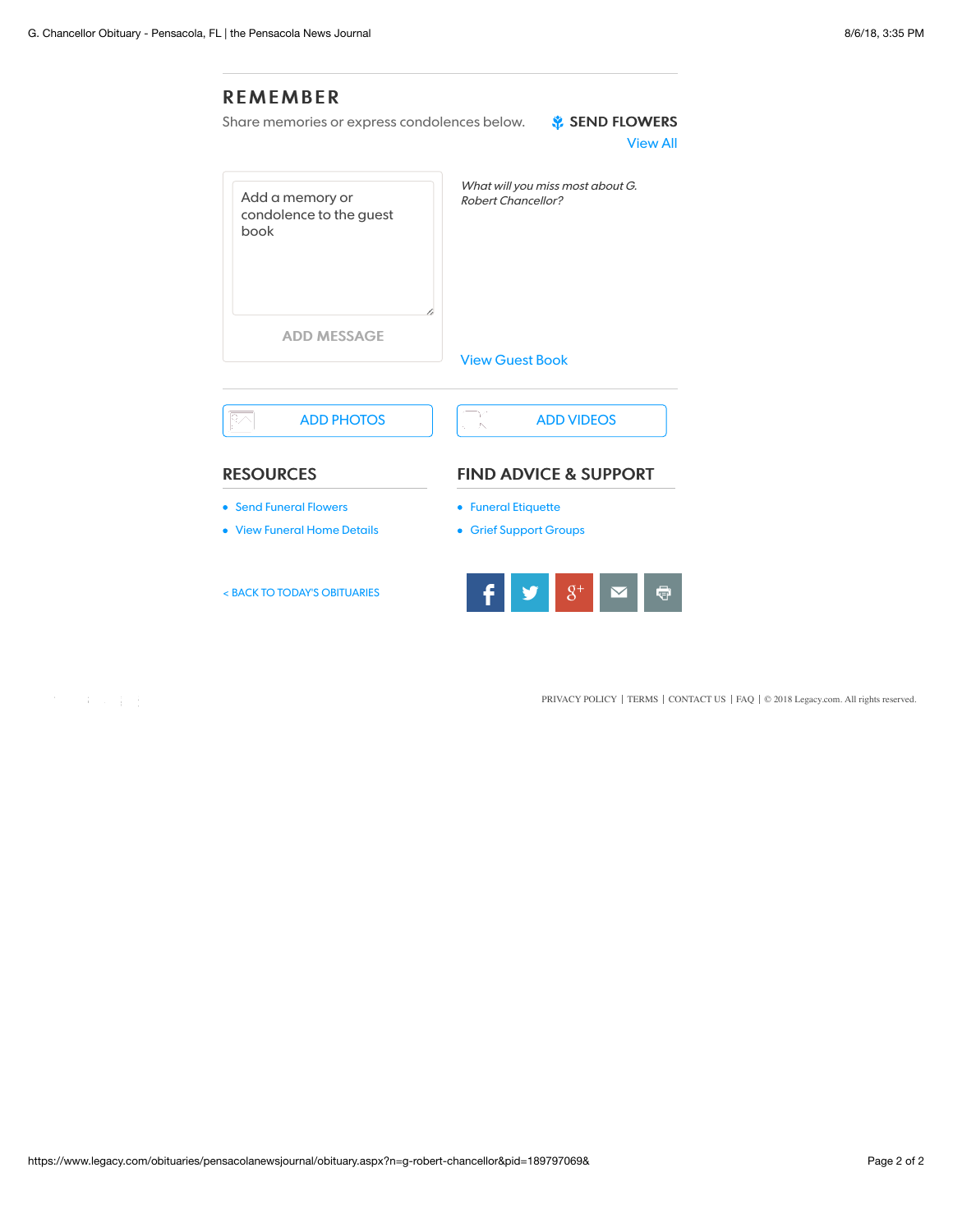## REMEMBER

Share memories or express condolences below.

SEND FLOWERS

View All

Add a memory or condolence to the guest book

ADD MESSAGE

*What will you miss most about G. Robert Chancellor?*

View Guest Book

ADD PHOTOS

ADD VIDEOS

### RESOURCES

- Send Funeral Flowers
- View Funeral Home Details

### FIND ADVICE & SUPPORT

- Funeral Etiquette
- Grief Support Groups

< BACK TO TODAY'S OBITUARIES

PRIVACY POLICY | TERMS | CONTACT US | FAQ | © 2018 Legacy.com. All rights reserved.